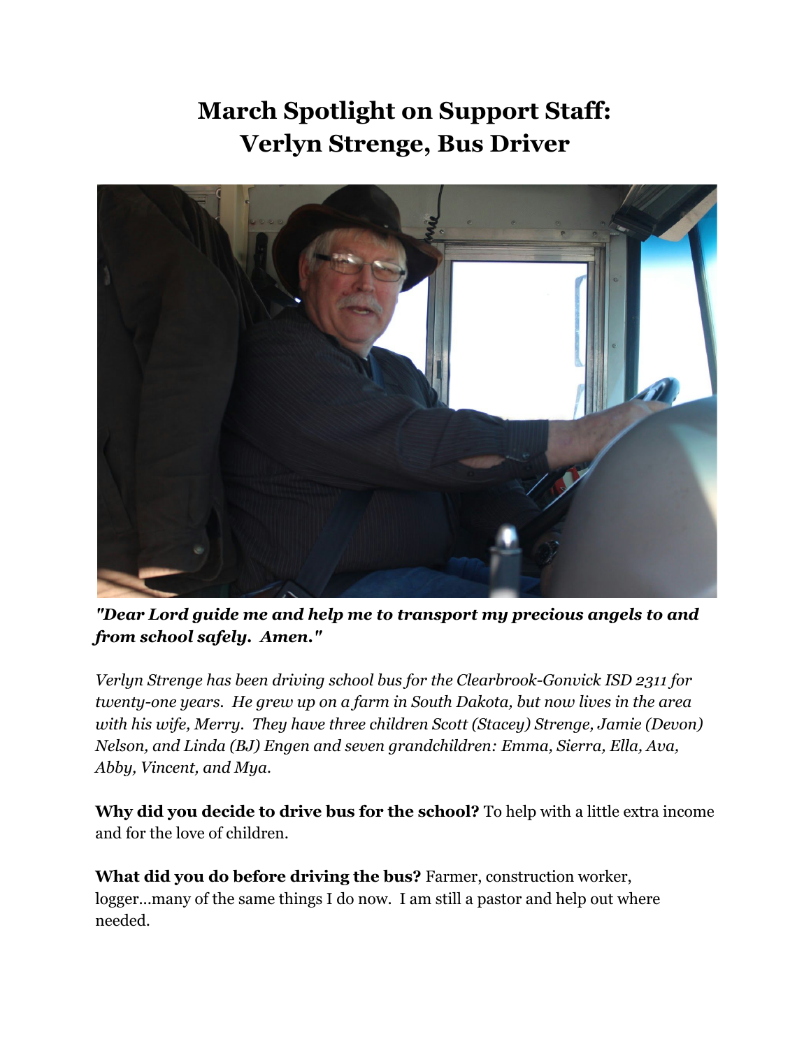# March Spotlight on Support Staff: Verlyn Strenge, Bus Driver

***"Dear Lord guide me and help me to transport my precious angels to and from school safely. Amen."***

*Verlyn Strenge has been driving school bus for the Clearbrook-Gonvick ISD 2311 for twenty-one years. He grew up on a farm in South Dakota, but now lives in the area with his wife, Merry. They have three children Scott (Stacey) Strenge, Jamie (Devon) Nelson, and Linda (BJ) Engen and seven grandchildren: Emma, Sierra, Ella, Ava, Abby, Vincent, and Mya.*

**Why did you decide to drive bus for the school?** To help with a little extra income and for the love of children.

**What did you do before driving the bus?** Farmer, construction worker, logger...many of the same things I do now. I am still a pastor and help out where needed.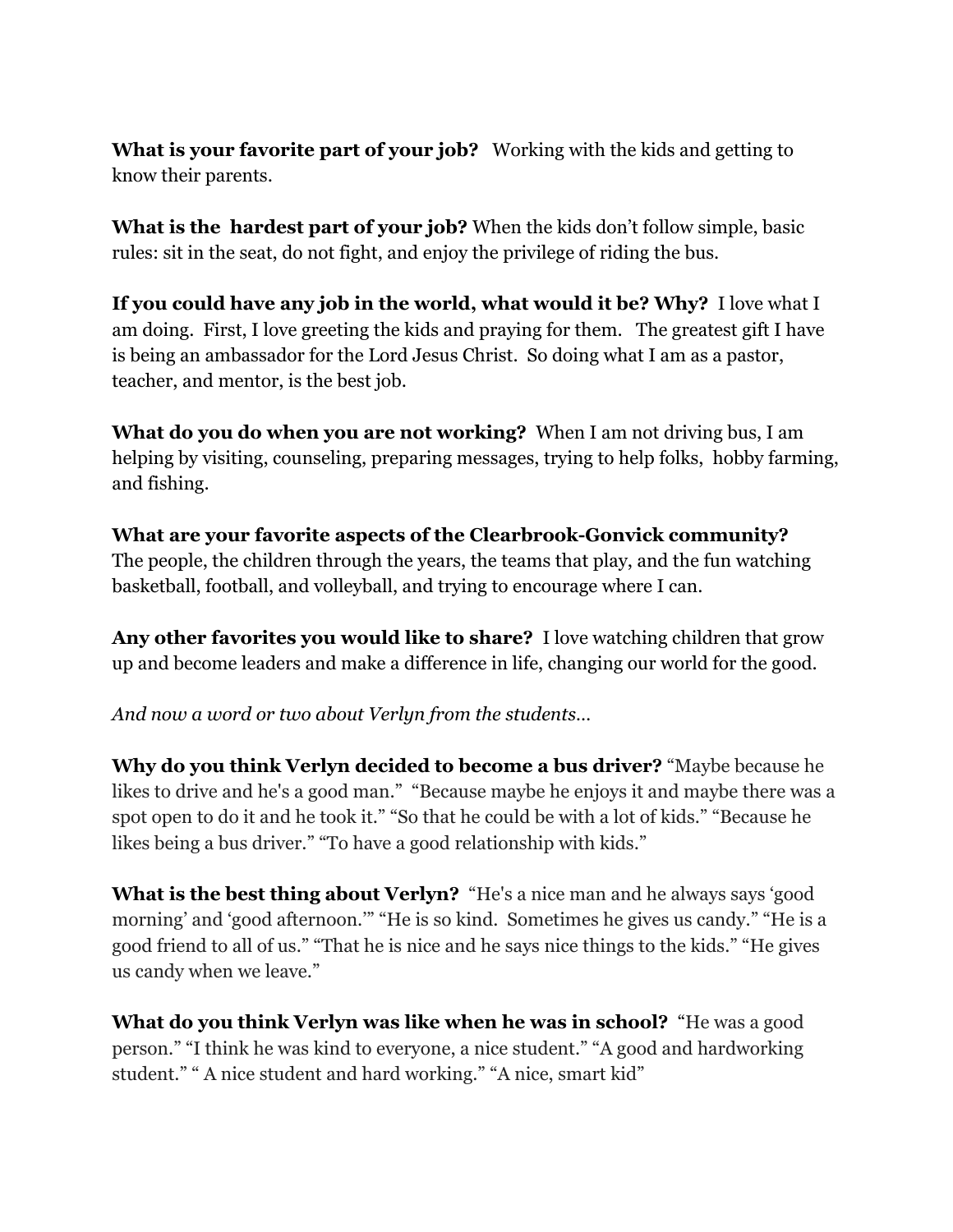**What is your favorite part of your job?** Working with the kids and getting to know their parents.

**What is the hardest part of your job?** When the kids don't follow simple, basic rules: sit in the seat, do not fight, and enjoy the privilege of riding the bus.

**If you could have any job in the world, what would it be? Why?** I love what I am doing. First, I love greeting the kids and praying for them. The greatest gift I have is being an ambassador for the Lord Jesus Christ. So doing what I am as a pastor, teacher, and mentor, is the best job.

**What do you do when you are not working?** When I am not driving bus, I am helping by visiting, counseling, preparing messages, trying to help folks, hobby farming, and fishing.

**What are your favorite aspects of the Clearbrook-Gonvick community?** The people, the children through the years, the teams that play, and the fun watching basketball, football, and volleyball, and trying to encourage where I can.

**Any other favorites you would like to share?** I love watching children that grow up and become leaders and make a difference in life, changing our world for the good.

*And now a word or two about Verlyn from the students…*

**Why do you think Verlyn decided to become a bus driver?** "Maybe because he likes to drive and he's a good man." "Because maybe he enjoys it and maybe there was a spot open to do it and he took it." "So that he could be with a lot of kids." "Because he likes being a bus driver." "To have a good relationship with kids."

**What is the best thing about Verlyn?** "He's a nice man and he always says 'good morning' and 'good afternoon.'" "He is so kind. Sometimes he gives us candy." "He is a good friend to all of us." "That he is nice and he says nice things to the kids." "He gives us candy when we leave."

**What do you think Verlyn was like when he was in school?** "He was a good person." "I think he was kind to everyone, a nice student." "A good and hardworking student." " A nice student and hard working." "A nice, smart kid"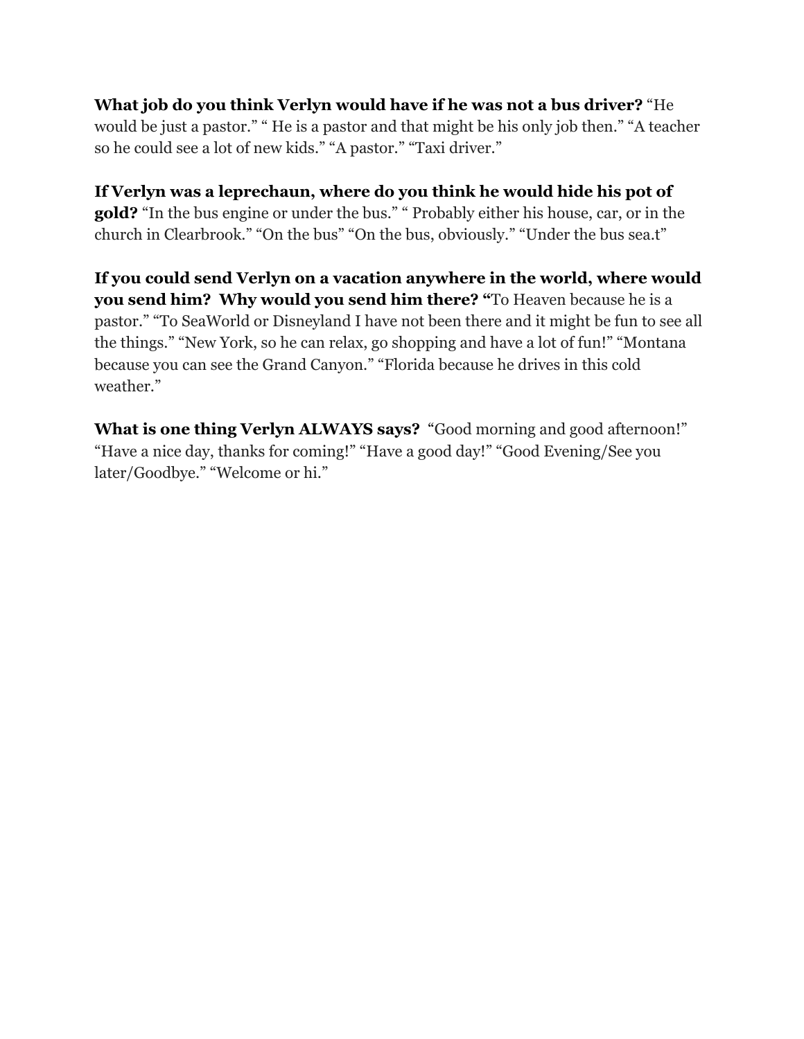**What job do you think Verlyn would have if he was not a bus driver?** "He would be just a pastor." " He is a pastor and that might be his only job then." "A teacher so he could see a lot of new kids." "A pastor." "Taxi driver."

**If Verlyn was a leprechaun, where do you think he would hide his pot of gold?** "In the bus engine or under the bus." " Probably either his house, car, or in the church in Clearbrook." "On the bus" "On the bus, obviously." "Under the bus sea.t"

**If you could send Verlyn on a vacation anywhere in the world, where would you send him? Why would you send him there? "**To Heaven because he is a pastor." "To SeaWorld or Disneyland I have not been there and it might be fun to see all the things." "New York, so he can relax, go shopping and have a lot of fun!" "Montana because you can see the Grand Canyon." "Florida because he drives in this cold weather."

**What is one thing Verlyn ALWAYS says?** "Good morning and good afternoon!" "Have a nice day, thanks for coming!" "Have a good day!" "Good Evening/See you later/Goodbye." "Welcome or hi."